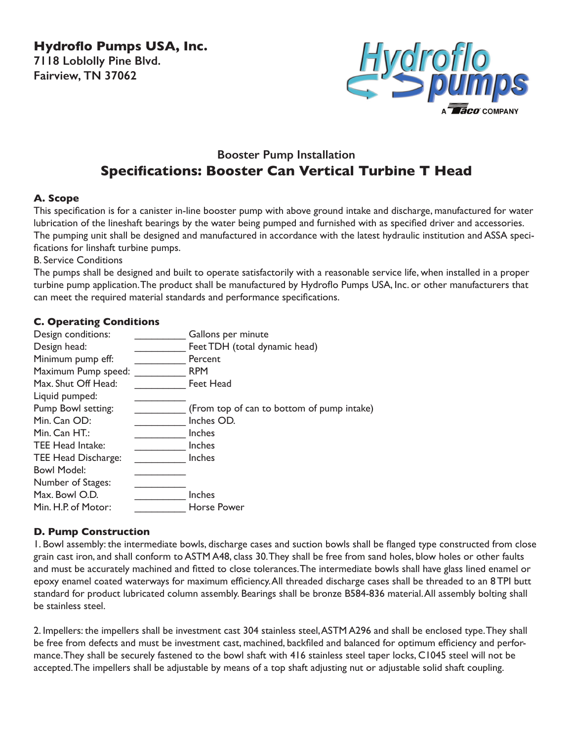**Hydroflo Pumps USA, Inc.**
**7118 Loblolly Pine Blvd.**
**Fairview, TN 37062**

## Booster Pump Installation

# Specifications: Booster Can Vertical Turbine T Head

### A. Scope

This specification is for a canister in-line booster pump with above ground intake and discharge, manufactured for water lubrication of the lineshaft bearings by the water being pumped and furnished with as specified driver and accessories. The pumping unit shall be designed and manufactured in accordance with the latest hydraulic institution and ASSA specifications for linshaft turbine pumps.

B. Service Conditions

The pumps shall be designed and built to operate satisfactorily with a reasonable service life, when installed in a proper turbine pump application. The product shall be manufactured by Hydroflo Pumps USA, Inc. or other manufacturers that can meet the required material standards and performance specifications.

### C. Operating Conditions

| | | |
|---|---|---|
| Design conditions: | __________ | Gallons per minute |
| Design head: | __________ | Feet TDH (total dynamic head) |
| Minimum pump eff: | __________ | Percent |
| Maximum Pump speed: | __________ | RPM |
| Max. Shut Off Head: | __________ | Feet Head |
| Liquid pumped: | __________ | |
| Pump Bowl setting: | __________ | (From top of can to bottom of pump intake) |
| Min. Can OD: | __________ | Inches OD. |
| Min. Can HT.: | __________ | Inches |
| TEE Head Intake: | __________ | Inches |
| TEE Head Discharge: | __________ | Inches |
| Bowl Model: | __________ | |
| Number of Stages: | __________ | |
| Max. Bowl O.D. | __________ | Inches |
| Min. H.P. of Motor: | __________ | Horse Power |

### D. Pump Construction

1. Bowl assembly: the intermediate bowls, discharge cases and suction bowls shall be flanged type constructed from close grain cast iron, and shall conform to ASTM A48, class 30. They shall be free from sand holes, blow holes or other faults and must be accurately machined and fitted to close tolerances. The intermediate bowls shall have glass lined enamel or epoxy enamel coated waterways for maximum efficiency. All threaded discharge cases shall be threaded to an 8 TPI butt standard for product lubricated column assembly. Bearings shall be bronze B584-836 material. All assembly bolting shall be stainless steel.

2. Impellers: the impellers shall be investment cast 304 stainless steel, ASTM A296 and shall be enclosed type. They shall be free from defects and must be investment cast, machined, backfiled and balanced for optimum efficiency and performance. They shall be securely fastened to the bowl shaft with 416 stainless steel taper locks, C1045 steel will not be accepted. The impellers shall be adjustable by means of a top shaft adjusting nut or adjustable solid shaft coupling.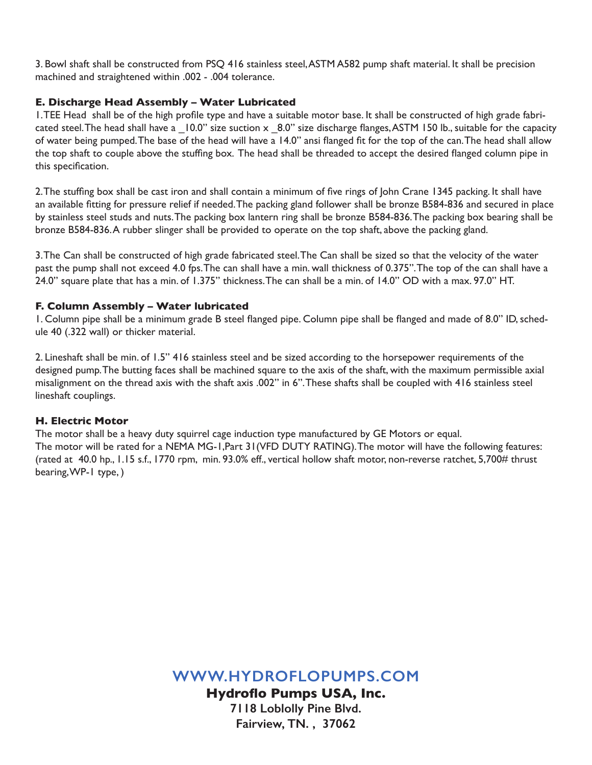3. Bowl shaft shall be constructed from PSQ 416 stainless steel, ASTM A582 pump shaft material. It shall be precision machined and straightened within .002 - .004 tolerance.

**E. Discharge Head Assembly – Water Lubricated**

1. TEE Head shall be of the high profile type and have a suitable motor base. It shall be constructed of high grade fabricated steel. The head shall have a _10.0" size suction x _8.0" size discharge flanges, ASTM 150 lb., suitable for the capacity of water being pumped. The base of the head will have a 14.0" ansi flanged fit for the top of the can. The head shall allow the top shaft to couple above the stuffing box. The head shall be threaded to accept the desired flanged column pipe in this specification.

2. The stuffing box shall be cast iron and shall contain a minimum of five rings of John Crane 1345 packing. It shall have an available fitting for pressure relief if needed. The packing gland follower shall be bronze B584-836 and secured in place by stainless steel studs and nuts. The packing box lantern ring shall be bronze B584-836. The packing box bearing shall be bronze B584-836. A rubber slinger shall be provided to operate on the top shaft, above the packing gland.

3. The Can shall be constructed of high grade fabricated steel. The Can shall be sized so that the velocity of the water past the pump shall not exceed 4.0 fps. The can shall have a min. wall thickness of 0.375". The top of the can shall have a 24.0" square plate that has a min. of 1.375" thickness. The can shall be a min. of 14.0" OD with a max. 97.0" HT.

**F. Column Assembly – Water lubricated**

1. Column pipe shall be a minimum grade B steel flanged pipe. Column pipe shall be flanged and made of 8.0" ID, schedule 40 (.322 wall) or thicker material.

2. Lineshaft shall be min. of 1.5" 416 stainless steel and be sized according to the horsepower requirements of the designed pump. The butting faces shall be machined square to the axis of the shaft, with the maximum permissible axial misalignment on the thread axis with the shaft axis .002" in 6". These shafts shall be coupled with 416 stainless steel lineshaft couplings.

**H. Electric Motor**

The motor shall be a heavy duty squirrel cage induction type manufactured by GE Motors or equal.
The motor will be rated for a NEMA MG-1, Part 31(VFD DUTY RATING). The motor will have the following features: (rated at 40.0 hp., 1.15 s.f., 1770 rpm, min. 93.0% eff., vertical hollow shaft motor, non-reverse ratchet, 5,700# thrust bearing, WP-1 type, )

**WWW.HYDROFLOPUMPS.COM**

**Hydroflo Pumps USA, Inc.**
**7118 Loblolly Pine Blvd.**
**Fairview, TN. , 37062**